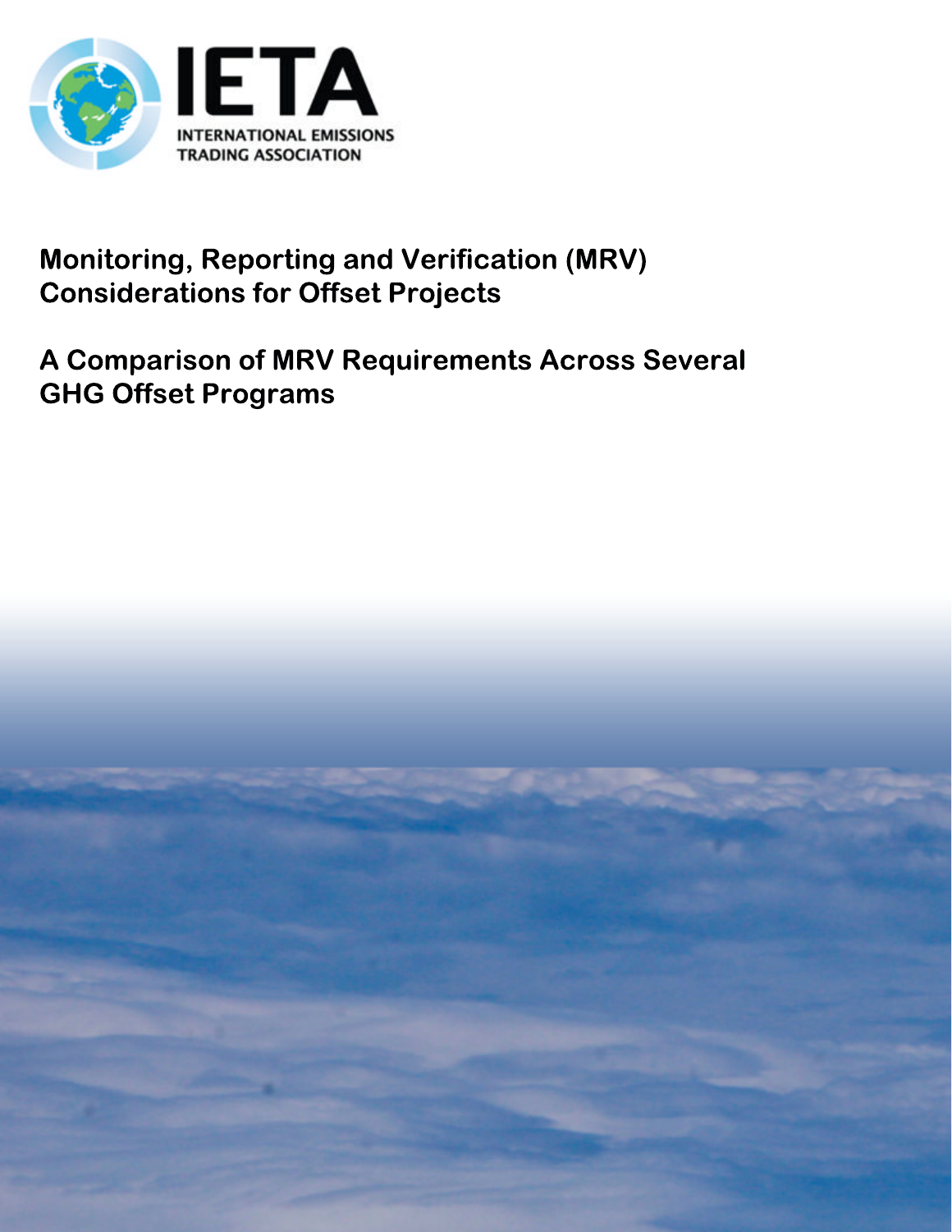IETA

INTERNATIONAL EMISSIONS TRADING ASSOCIATION

# Monitoring, Reporting and Verification (MRV) Considerations for Offset Projects

## A Comparison of MRV Requirements Across Several GHG Offset Programs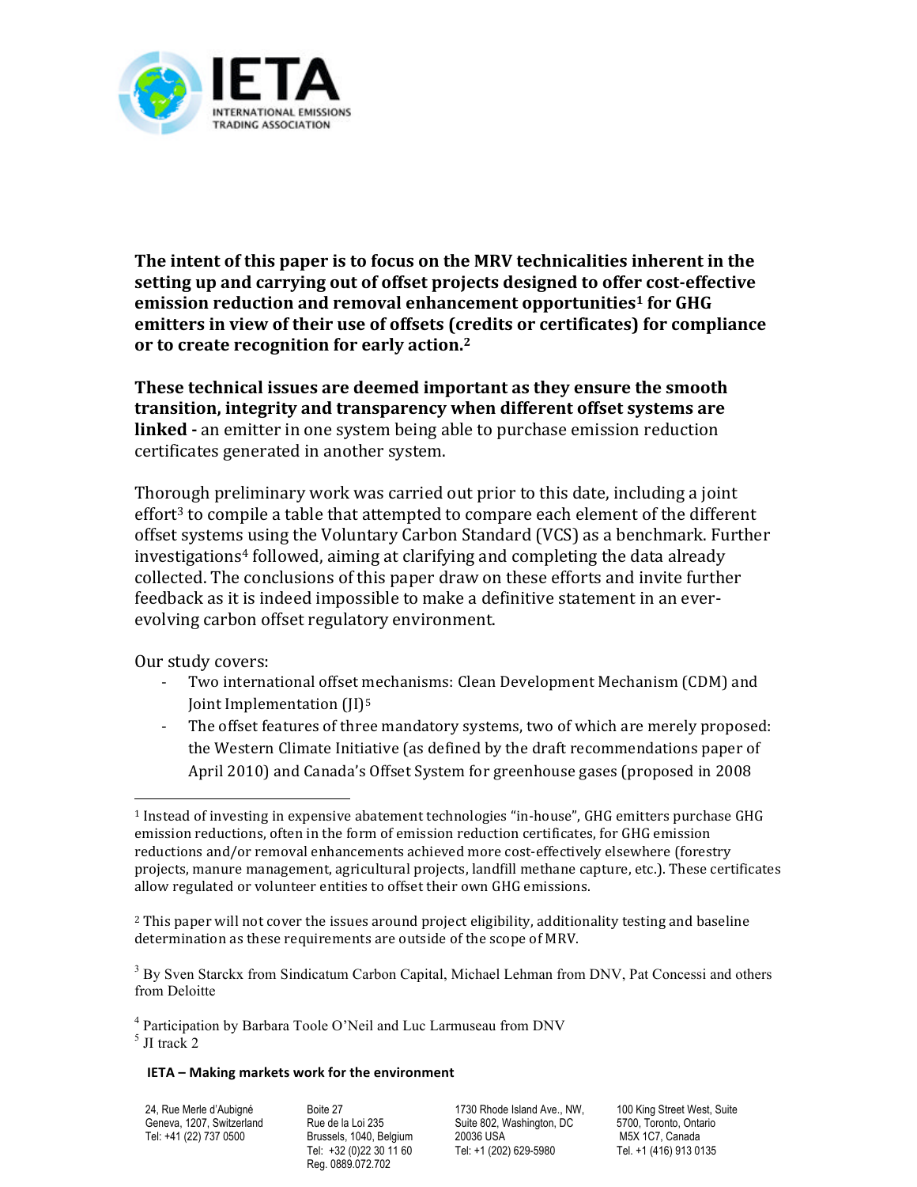**The intent of this paper is to focus on the MRV technicalities inherent in the setting up and carrying out of offset projects designed to offer cost-effective emission reduction and removal enhancement opportunities[1] for GHG emitters in view of their use of offsets (credits or certificates) for compliance or to create recognition for early action.[2]**

**These technical issues are deemed important as they ensure the smooth transition, integrity and transparency when different offset systems are linked -** an emitter in one system being able to purchase emission reduction certificates generated in another system.

Thorough preliminary work was carried out prior to this date, including a joint effort[3] to compile a table that attempted to compare each element of the different offset systems using the Voluntary Carbon Standard (VCS) as a benchmark. Further investigations[4] followed, aiming at clarifying and completing the data already collected. The conclusions of this paper draw on these efforts and invite further feedback as it is indeed impossible to make a definitive statement in an ever-evolving carbon offset regulatory environment.

Our study covers:

- Two international offset mechanisms: Clean Development Mechanism (CDM) and Joint Implementation (JI)[5]
- The offset features of three mandatory systems, two of which are merely proposed: the Western Climate Initiative (as defined by the draft recommendations paper of April 2010) and Canada's Offset System for greenhouse gases (proposed in 2008

---

[1] Instead of investing in expensive abatement technologies "in-house", GHG emitters purchase GHG emission reductions, often in the form of emission reduction certificates, for GHG emission reductions and/or removal enhancements achieved more cost-effectively elsewhere (forestry projects, manure management, agricultural projects, landfill methane capture, etc.). These certificates allow regulated or volunteer entities to offset their own GHG emissions.

[2] This paper will not cover the issues around project eligibility, additionality testing and baseline determination as these requirements are outside of the scope of MRV.

[3] By Sven Starckx from Sindicatum Carbon Capital, Michael Lehman from DNV, Pat Concessi and others from Deloitte

[4] Participation by Barbara Toole O'Neil and Luc Larmuseau from DNV

[5] JI track 2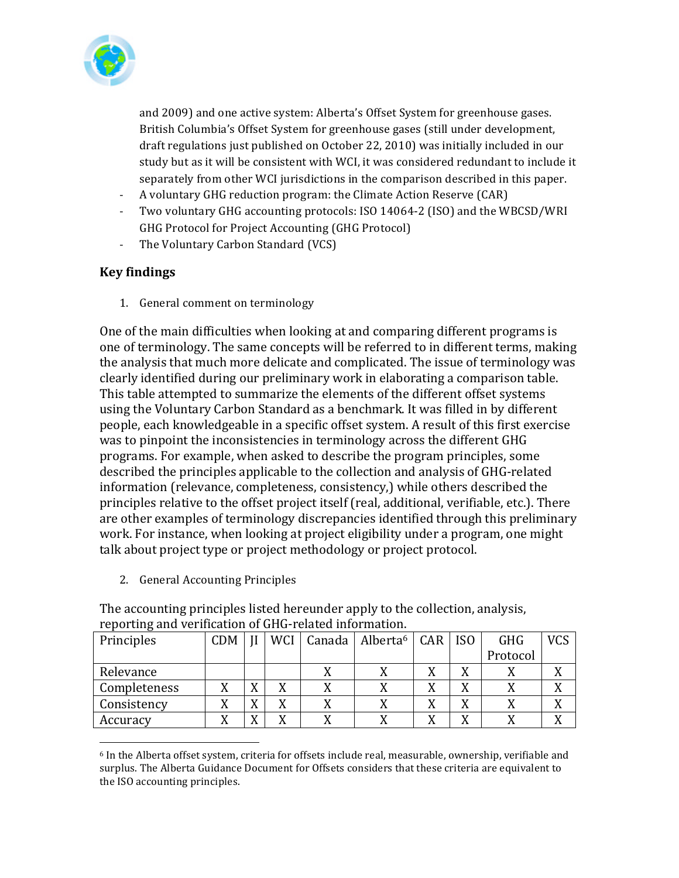and 2009) and one active system: Alberta's Offset System for greenhouse gases. British Columbia's Offset System for greenhouse gases (still under development, draft regulations just published on October 22, 2010) was initially included in our study but as it will be consistent with WCI, it was considered redundant to include it separately from other WCI jurisdictions in the comparison described in this paper.

- A voluntary GHG reduction program: the Climate Action Reserve (CAR)
- Two voluntary GHG accounting protocols: ISO 14064-2 (ISO) and the WBCSD/WRI GHG Protocol for Project Accounting (GHG Protocol)
- The Voluntary Carbon Standard (VCS)

## Key findings

1. General comment on terminology

One of the main difficulties when looking at and comparing different programs is one of terminology. The same concepts will be referred to in different terms, making the analysis that much more delicate and complicated. The issue of terminology was clearly identified during our preliminary work in elaborating a comparison table. This table attempted to summarize the elements of the different offset systems using the Voluntary Carbon Standard as a benchmark. It was filled in by different people, each knowledgeable in a specific offset system. A result of this first exercise was to pinpoint the inconsistencies in terminology across the different GHG programs. For example, when asked to describe the program principles, some described the principles applicable to the collection and analysis of GHG-related information (relevance, completeness, consistency,) while others described the principles relative to the offset project itself (real, additional, verifiable, etc.). There are other examples of terminology discrepancies identified through this preliminary work. For instance, when looking at project eligibility under a program, one might talk about project type or project methodology or project protocol.

2. General Accounting Principles

The accounting principles listed hereunder apply to the collection, analysis, reporting and verification of GHG-related information.

| Principles | CDM | JI | WCI | Canada | Alberta[6] | CAR | ISO | GHG Protocol | VCS |
|---|---|---|---|---|---|---|---|---|---|
| Relevance | | | | X | X | X | X | X | X |
| Completeness | X | X | X | X | X | X | X | X | X |
| Consistency | X | X | X | X | X | X | X | X | X |
| Accuracy | X | X | X | X | X | X | X | X | X |

[6] In the Alberta offset system, criteria for offsets include real, measurable, ownership, verifiable and surplus. The Alberta Guidance Document for Offsets considers that these criteria are equivalent to the ISO accounting principles.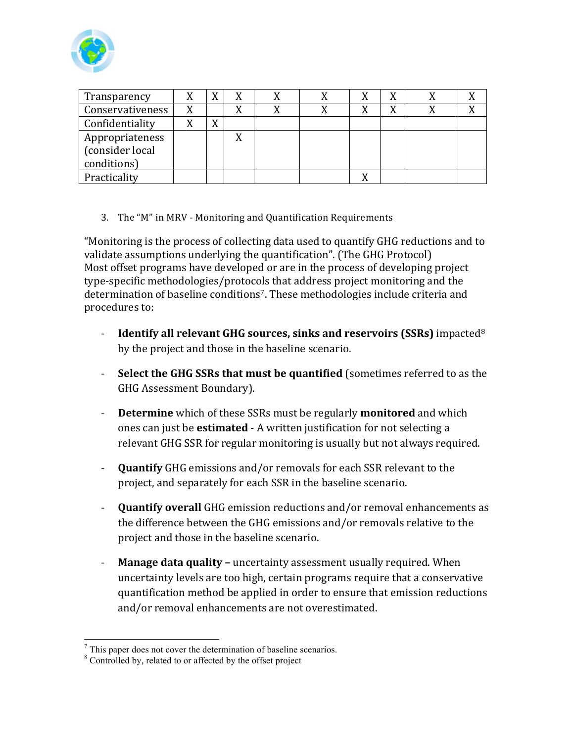| Transparency | X | X | X | X | X | X | X | X | X |
|---|---|---|---|---|---|---|---|---|---|
| Conservativeness | X | | X | X | X | X | X | X | X |
| Confidentiality | X | X | | | | | | | |
| Appropriateness (consider local conditions) | | | X | | | | | | |
| Practicality | | | | | | X | | | |

3. The "M" in MRV - Monitoring and Quantification Requirements

"Monitoring is the process of collecting data used to quantify GHG reductions and to validate assumptions underlying the quantification". (The GHG Protocol)
Most offset programs have developed or are in the process of developing project type-specific methodologies/protocols that address project monitoring and the determination of baseline conditions[7]. These methodologies include criteria and procedures to:

- **Identify all relevant GHG sources, sinks and reservoirs (SSRs)** impacted[8] by the project and those in the baseline scenario.

- **Select the GHG SSRs that must be quantified** (sometimes referred to as the GHG Assessment Boundary).

- **Determine** which of these SSRs must be regularly **monitored** and which ones can just be **estimated** - A written justification for not selecting a relevant GHG SSR for regular monitoring is usually but not always required.

- **Quantify** GHG emissions and/or removals for each SSR relevant to the project, and separately for each SSR in the baseline scenario.

- **Quantify overall** GHG emission reductions and/or removal enhancements as the difference between the GHG emissions and/or removals relative to the project and those in the baseline scenario.

- **Manage data quality –** uncertainty assessment usually required. When uncertainty levels are too high, certain programs require that a conservative quantification method be applied in order to ensure that emission reductions and/or removal enhancements are not overestimated.

[7] This paper does not cover the determination of baseline scenarios.
[8] Controlled by, related to or affected by the offset project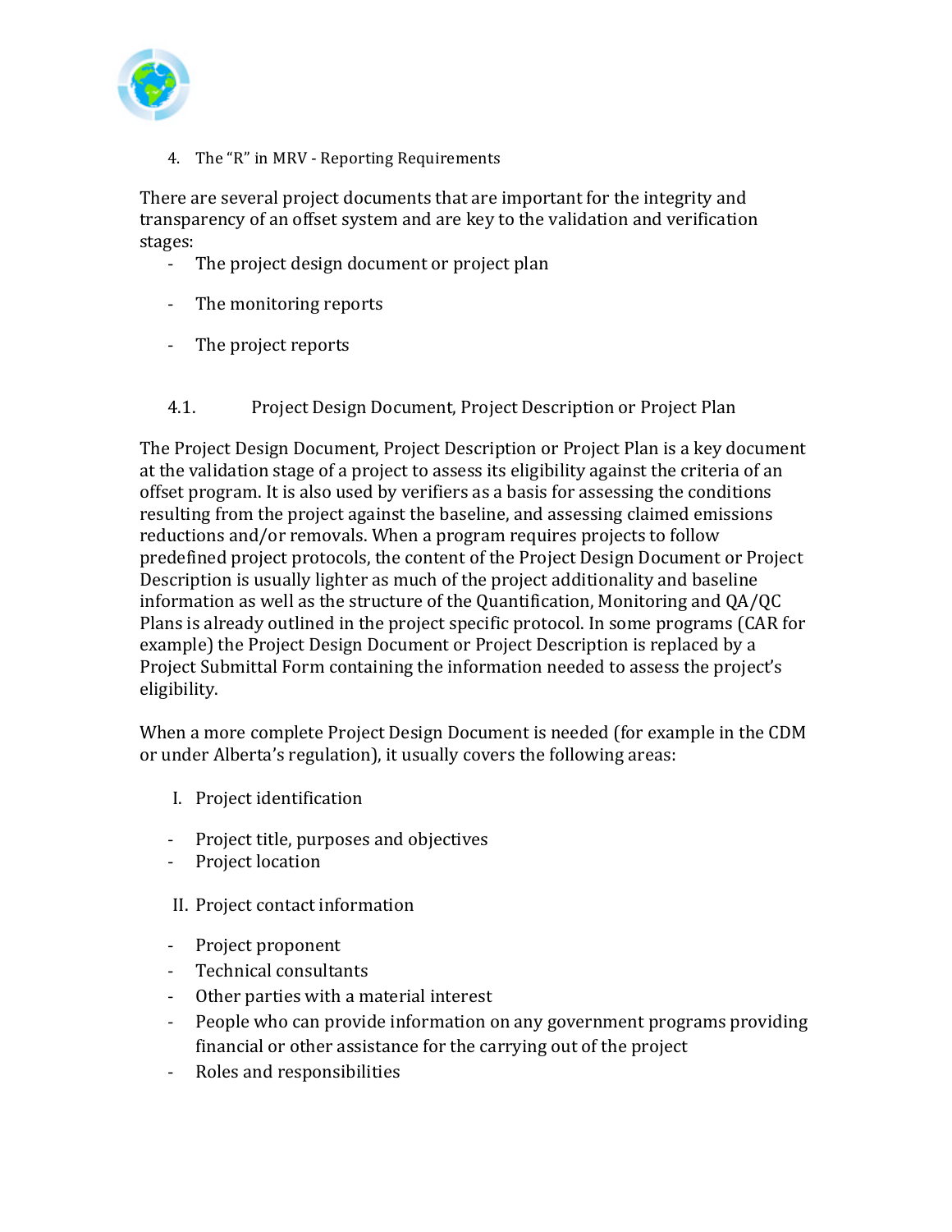## 4. The "R" in MRV - Reporting Requirements

There are several project documents that are important for the integrity and transparency of an offset system and are key to the validation and verification stages:

- The project design document or project plan
- The monitoring reports
- The project reports

### 4.1. Project Design Document, Project Description or Project Plan

The Project Design Document, Project Description or Project Plan is a key document at the validation stage of a project to assess its eligibility against the criteria of an offset program. It is also used by verifiers as a basis for assessing the conditions resulting from the project against the baseline, and assessing claimed emissions reductions and/or removals. When a program requires projects to follow predefined project protocols, the content of the Project Design Document or Project Description is usually lighter as much of the project additionality and baseline information as well as the structure of the Quantification, Monitoring and QA/QC Plans is already outlined in the project specific protocol. In some programs (CAR for example) the Project Design Document or Project Description is replaced by a Project Submittal Form containing the information needed to assess the project's eligibility.

When a more complete Project Design Document is needed (for example in the CDM or under Alberta's regulation), it usually covers the following areas:

I. Project identification

- Project title, purposes and objectives
- Project location

II. Project contact information

- Project proponent
- Technical consultants
- Other parties with a material interest
- People who can provide information on any government programs providing financial or other assistance for the carrying out of the project
- Roles and responsibilities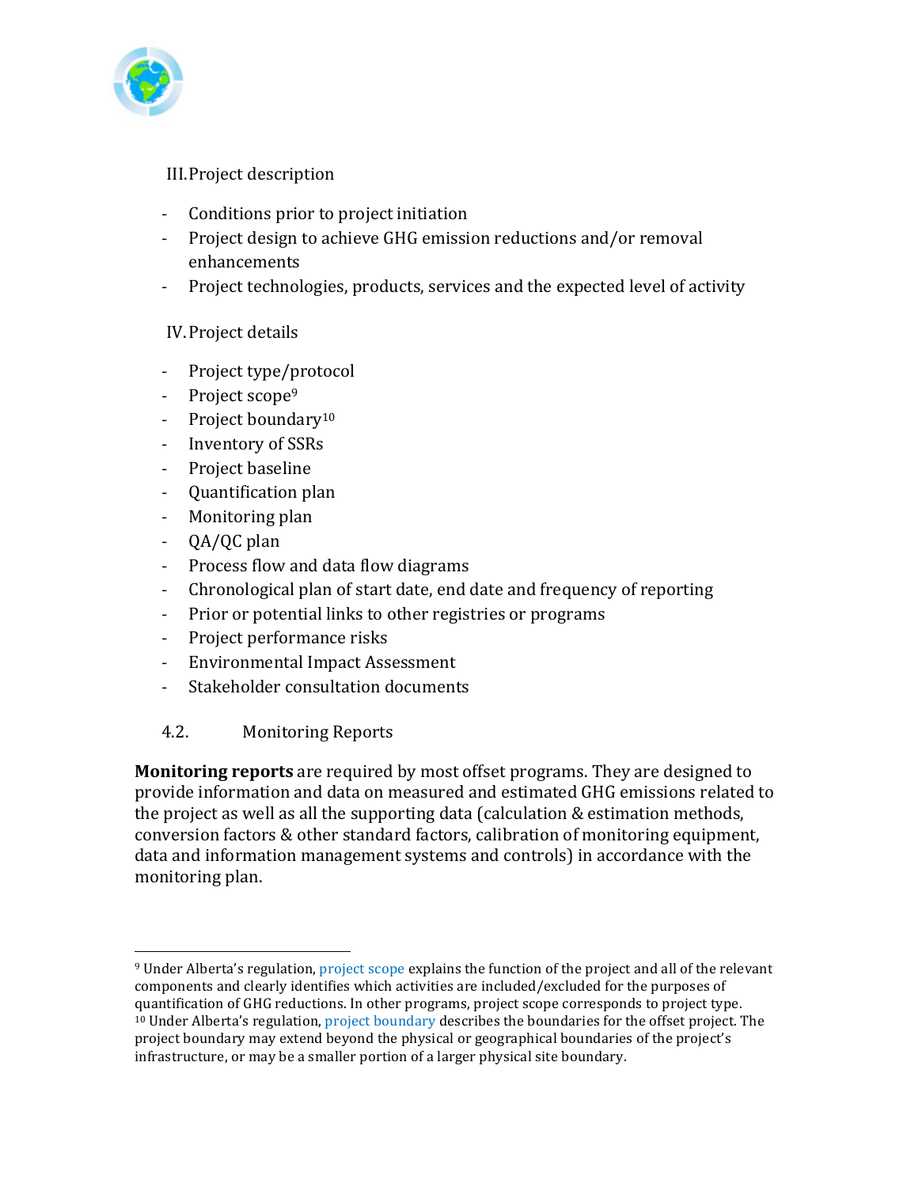III. Project description

- Conditions prior to project initiation
- Project design to achieve GHG emission reductions and/or removal enhancements
- Project technologies, products, services and the expected level of activity

IV. Project details

- Project type/protocol
- Project scope[9]
- Project boundary[10]
- Inventory of SSRs
- Project baseline
- Quantification plan
- Monitoring plan
- QA/QC plan
- Process flow and data flow diagrams
- Chronological plan of start date, end date and frequency of reporting
- Prior or potential links to other registries or programs
- Project performance risks
- Environmental Impact Assessment
- Stakeholder consultation documents

### 4.2. Monitoring Reports

**Monitoring reports** are required by most offset programs. They are designed to provide information and data on measured and estimated GHG emissions related to the project as well as all the supporting data (calculation & estimation methods, conversion factors & other standard factors, calibration of monitoring equipment, data and information management systems and controls) in accordance with the monitoring plan.

---

[9] Under Alberta's regulation, project scope explains the function of the project and all of the relevant components and clearly identifies which activities are included/excluded for the purposes of quantification of GHG reductions. In other programs, project scope corresponds to project type.

[10] Under Alberta's regulation, project boundary describes the boundaries for the offset project. The project boundary may extend beyond the physical or geographical boundaries of the project's infrastructure, or may be a smaller portion of a larger physical site boundary.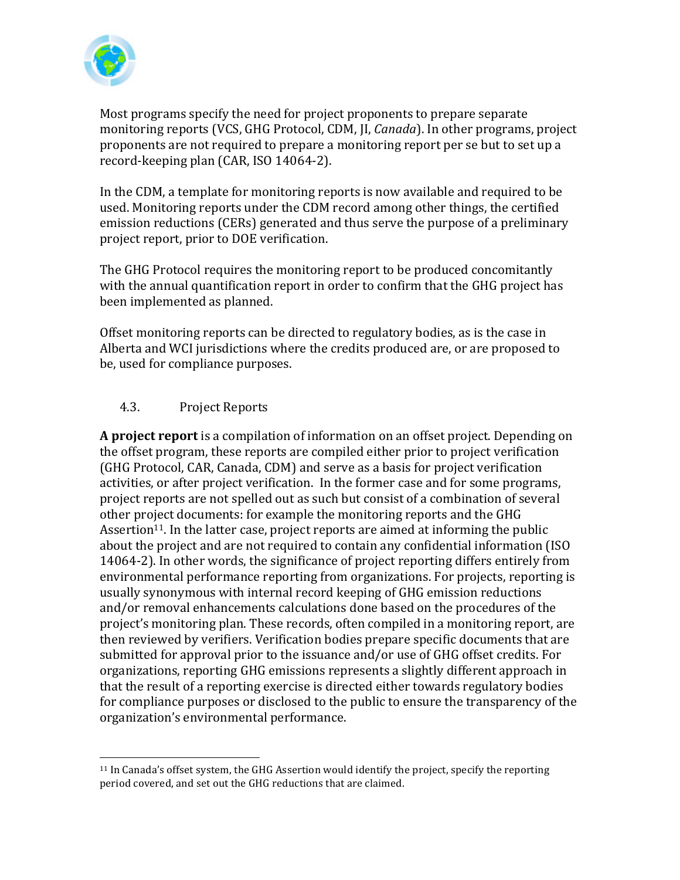Most programs specify the need for project proponents to prepare separate monitoring reports (VCS, GHG Protocol, CDM, JI, *Canada*). In other programs, project proponents are not required to prepare a monitoring report per se but to set up a record-keeping plan (CAR, ISO 14064-2).

In the CDM, a template for monitoring reports is now available and required to be used. Monitoring reports under the CDM record among other things, the certified emission reductions (CERs) generated and thus serve the purpose of a preliminary project report, prior to DOE verification.

The GHG Protocol requires the monitoring report to be produced concomitantly with the annual quantification report in order to confirm that the GHG project has been implemented as planned.

Offset monitoring reports can be directed to regulatory bodies, as is the case in Alberta and WCI jurisdictions where the credits produced are, or are proposed to be, used for compliance purposes.

### 4.3. Project Reports

**A project report** is a compilation of information on an offset project. Depending on the offset program, these reports are compiled either prior to project verification (GHG Protocol, CAR, Canada, CDM) and serve as a basis for project verification activities, or after project verification. In the former case and for some programs, project reports are not spelled out as such but consist of a combination of several other project documents: for example the monitoring reports and the GHG Assertion[11]. In the latter case, project reports are aimed at informing the public about the project and are not required to contain any confidential information (ISO 14064-2). In other words, the significance of project reporting differs entirely from environmental performance reporting from organizations. For projects, reporting is usually synonymous with internal record keeping of GHG emission reductions and/or removal enhancements calculations done based on the procedures of the project's monitoring plan. These records, often compiled in a monitoring report, are then reviewed by verifiers. Verification bodies prepare specific documents that are submitted for approval prior to the issuance and/or use of GHG offset credits. For organizations, reporting GHG emissions represents a slightly different approach in that the result of a reporting exercise is directed either towards regulatory bodies for compliance purposes or disclosed to the public to ensure the transparency of the organization's environmental performance.

[11] In Canada's offset system, the GHG Assertion would identify the project, specify the reporting period covered, and set out the GHG reductions that are claimed.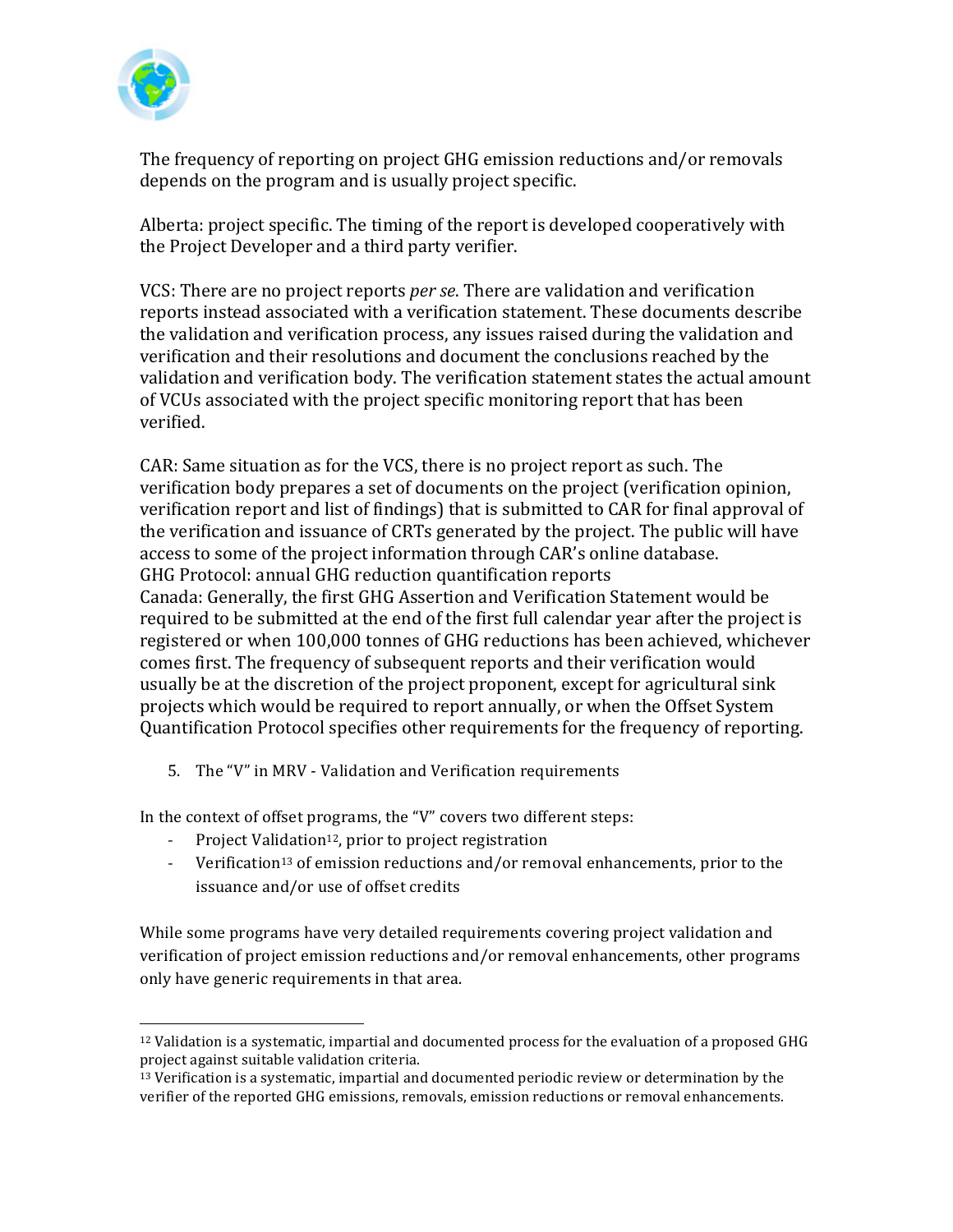The frequency of reporting on project GHG emission reductions and/or removals depends on the program and is usually project specific.

Alberta: project specific. The timing of the report is developed cooperatively with the Project Developer and a third party verifier.

VCS: There are no project reports *per se*. There are validation and verification reports instead associated with a verification statement. These documents describe the validation and verification process, any issues raised during the validation and verification and their resolutions and document the conclusions reached by the validation and verification body. The verification statement states the actual amount of VCUs associated with the project specific monitoring report that has been verified.

CAR: Same situation as for the VCS, there is no project report as such. The verification body prepares a set of documents on the project (verification opinion, verification report and list of findings) that is submitted to CAR for final approval of the verification and issuance of CRTs generated by the project. The public will have access to some of the project information through CAR's online database.
GHG Protocol: annual GHG reduction quantification reports
Canada: Generally, the first GHG Assertion and Verification Statement would be required to be submitted at the end of the first full calendar year after the project is registered or when 100,000 tonnes of GHG reductions has been achieved, whichever comes first. The frequency of subsequent reports and their verification would usually be at the discretion of the project proponent, except for agricultural sink projects which would be required to report annually, or when the Offset System Quantification Protocol specifies other requirements for the frequency of reporting.

5. The "V" in MRV - Validation and Verification requirements

In the context of offset programs, the "V" covers two different steps:

- Project Validation[12], prior to project registration
- Verification[13] of emission reductions and/or removal enhancements, prior to the issuance and/or use of offset credits

While some programs have very detailed requirements covering project validation and verification of project emission reductions and/or removal enhancements, other programs only have generic requirements in that area.

---

[12] Validation is a systematic, impartial and documented process for the evaluation of a proposed GHG project against suitable validation criteria.

[13] Verification is a systematic, impartial and documented periodic review or determination by the verifier of the reported GHG emissions, removals, emission reductions or removal enhancements.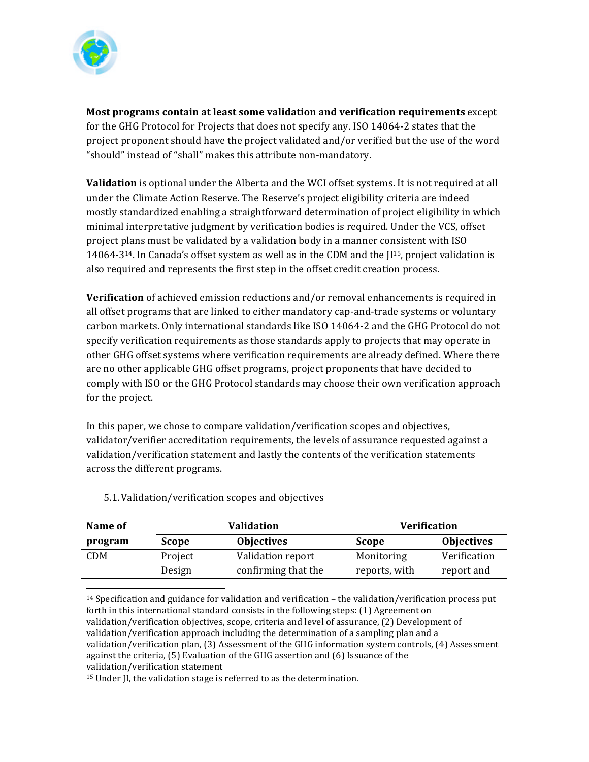**Most programs contain at least some validation and verification requirements** except for the GHG Protocol for Projects that does not specify any. ISO 14064-2 states that the project proponent should have the project validated and/or verified but the use of the word "should" instead of "shall" makes this attribute non-mandatory.

**Validation** is optional under the Alberta and the WCI offset systems. It is not required at all under the Climate Action Reserve. The Reserve's project eligibility criteria are indeed mostly standardized enabling a straightforward determination of project eligibility in which minimal interpretative judgment by verification bodies is required. Under the VCS, offset project plans must be validated by a validation body in a manner consistent with ISO 14064-3[14]. In Canada's offset system as well as in the CDM and the JI[15], project validation is also required and represents the first step in the offset credit creation process.

**Verification** of achieved emission reductions and/or removal enhancements is required in all offset programs that are linked to either mandatory cap-and-trade systems or voluntary carbon markets. Only international standards like ISO 14064-2 and the GHG Protocol do not specify verification requirements as those standards apply to projects that may operate in other GHG offset systems where verification requirements are already defined. Where there are no other applicable GHG offset programs, project proponents that have decided to comply with ISO or the GHG Protocol standards may choose their own verification approach for the project.

In this paper, we chose to compare validation/verification scopes and objectives, validator/verifier accreditation requirements, the levels of assurance requested against a validation/verification statement and lastly the contents of the verification statements across the different programs.

### 5.1. Validation/verification scopes and objectives

| Name of program | Validation | | Verification | |
|---|---|---|---|---|
| | **Scope** | **Objectives** | **Scope** | **Objectives** |
| CDM | Project Design | Validation report confirming that the | Monitoring reports, with | Verification report and |

[14] Specification and guidance for validation and verification – the validation/verification process put forth in this international standard consists in the following steps: (1) Agreement on validation/verification objectives, scope, criteria and level of assurance, (2) Development of validation/verification approach including the determination of a sampling plan and a validation/verification plan, (3) Assessment of the GHG information system controls, (4) Assessment against the criteria, (5) Evaluation of the GHG assertion and (6) Issuance of the validation/verification statement

[15] Under JI, the validation stage is referred to as the determination.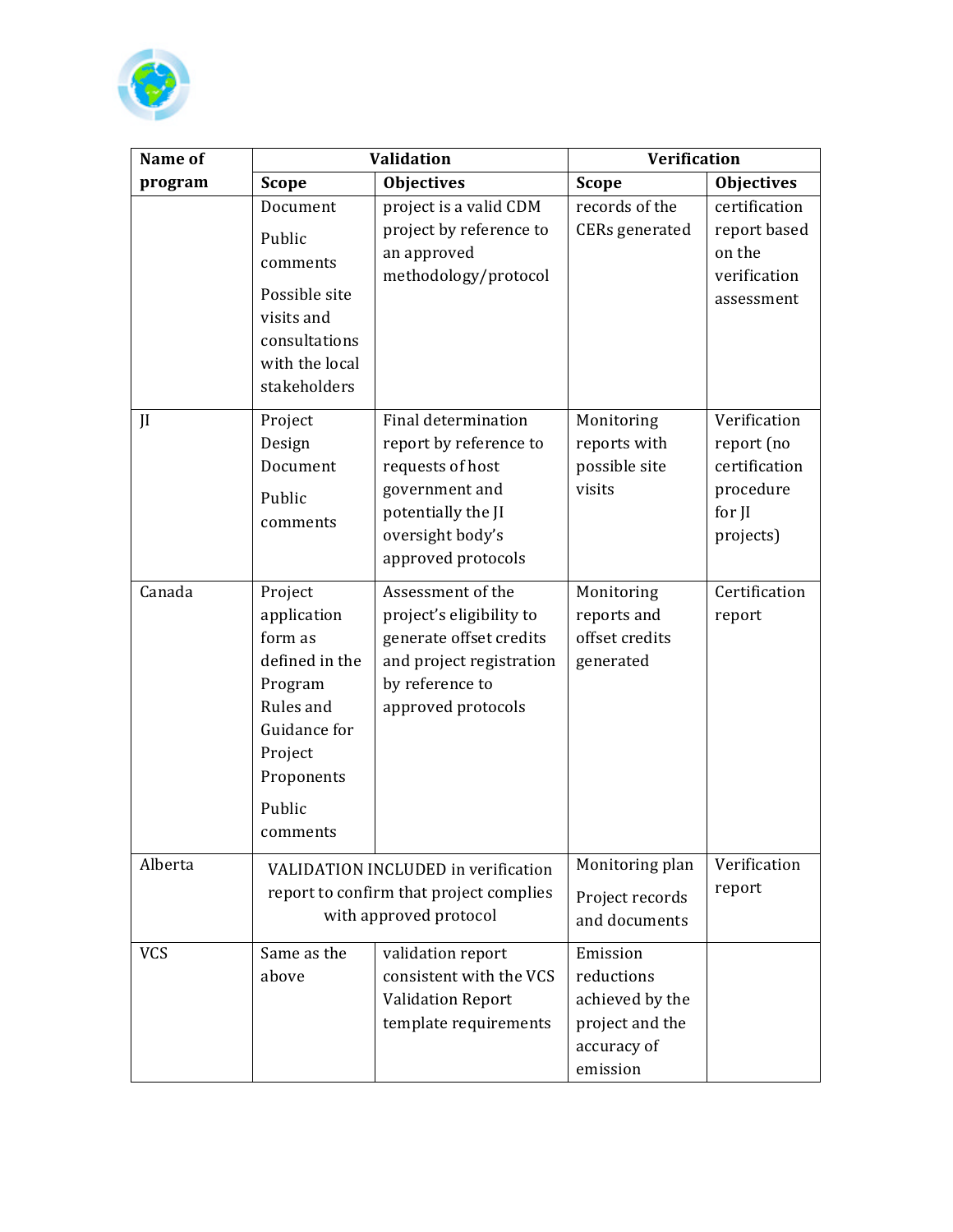| Name of program | Validation | | Verification | |
|---|---|---|---|---|
| | Scope | Objectives | Scope | Objectives |
| | Document<br><br>Public comments<br><br>Possible site visits and consultations with the local stakeholders | project is a valid CDM project by reference to an approved methodology/protocol | records of the CERs generated | certification report based on the verification assessment |
| JI | Project Design Document<br><br>Public comments | Final determination report by reference to requests of host government and potentially the JI oversight body's approved protocols | Monitoring reports with possible site visits | Verification report (no certification procedure for JI projects) |
| Canada | Project application form as defined in the Program Rules and Guidance for Project Proponents<br><br>Public comments | Assessment of the project's eligibility to generate offset credits and project registration by reference to approved protocols | Monitoring reports and offset credits generated | Certification report |
| Alberta | VALIDATION INCLUDED in verification report to confirm that project complies with approved protocol | | Monitoring plan<br><br>Project records and documents | Verification report |
| VCS | Same as the above | validation report consistent with the VCS Validation Report template requirements | Emission reductions achieved by the project and the accuracy of emission | |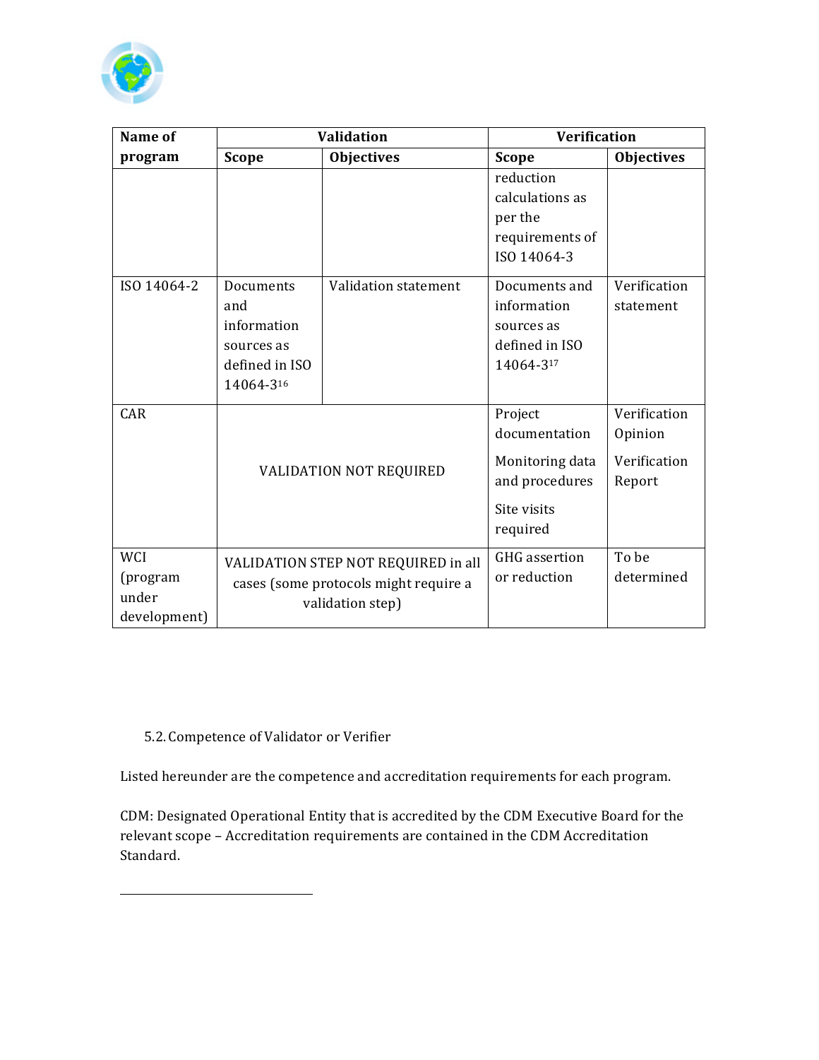| Name of program | Validation | | Verification | |
|---|---|---|---|---|
| | Scope | Objectives | Scope | Objectives |
| | | | reduction calculations as per the requirements of ISO 14064-3 | |
| ISO 14064-2 | Documents and information sources as defined in ISO 14064-3[16] | Validation statement | Documents and information sources as defined in ISO 14064-3[17] | Verification statement |
| CAR | VALIDATION NOT REQUIRED | | Project documentation<br><br>Monitoring data and procedures<br><br>Site visits required | Verification Opinion<br><br>Verification Report |
| WCI (program under development) | VALIDATION STEP NOT REQUIRED in all cases (some protocols might require a validation step) | | GHG assertion or reduction | To be determined |

5.2. Competence of Validator or Verifier

Listed hereunder are the competence and accreditation requirements for each program.

CDM: Designated Operational Entity that is accredited by the CDM Executive Board for the relevant scope – Accreditation requirements are contained in the CDM Accreditation Standard.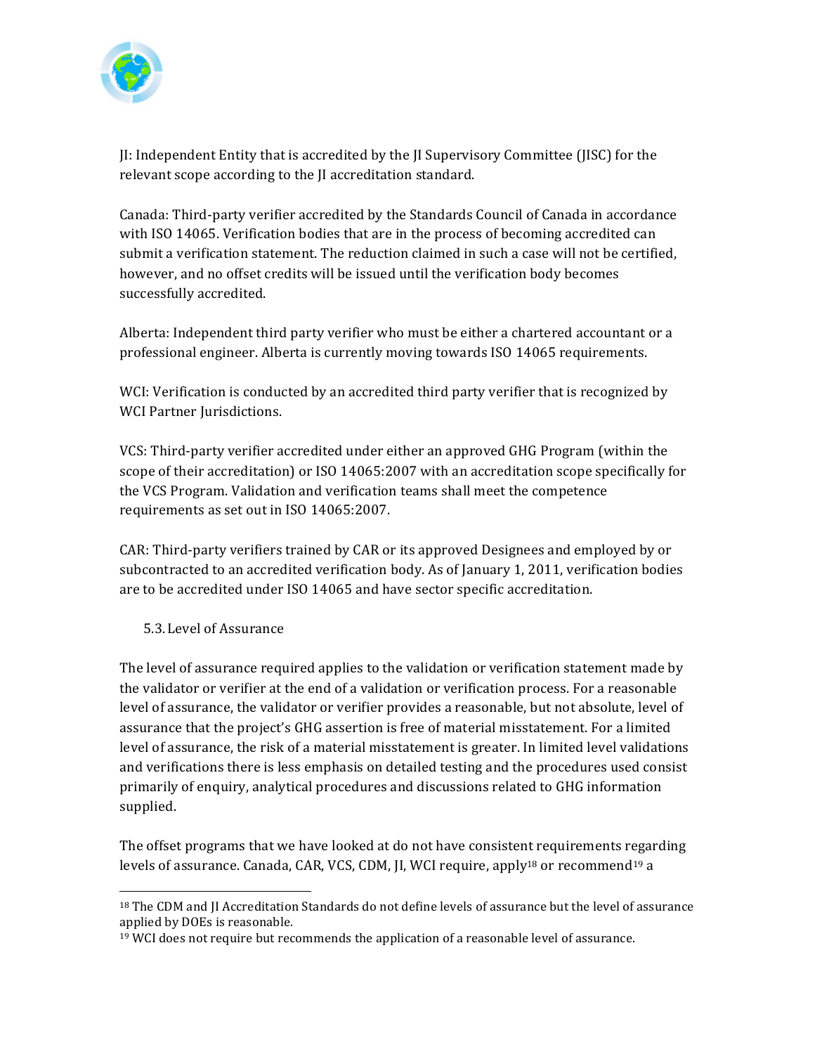JI: Independent Entity that is accredited by the JI Supervisory Committee (JISC) for the relevant scope according to the JI accreditation standard.

Canada: Third-party verifier accredited by the Standards Council of Canada in accordance with ISO 14065. Verification bodies that are in the process of becoming accredited can submit a verification statement. The reduction claimed in such a case will not be certified, however, and no offset credits will be issued until the verification body becomes successfully accredited.

Alberta: Independent third party verifier who must be either a chartered accountant or a professional engineer. Alberta is currently moving towards ISO 14065 requirements.

WCI: Verification is conducted by an accredited third party verifier that is recognized by WCI Partner Jurisdictions.

VCS: Third-party verifier accredited under either an approved GHG Program (within the scope of their accreditation) or ISO 14065:2007 with an accreditation scope specifically for the VCS Program. Validation and verification teams shall meet the competence requirements as set out in ISO 14065:2007.

CAR: Third-party verifiers trained by CAR or its approved Designees and employed by or subcontracted to an accredited verification body. As of January 1, 2011, verification bodies are to be accredited under ISO 14065 and have sector specific accreditation.

### 5.3. Level of Assurance

The level of assurance required applies to the validation or verification statement made by the validator or verifier at the end of a validation or verification process. For a reasonable level of assurance, the validator or verifier provides a reasonable, but not absolute, level of assurance that the project's GHG assertion is free of material misstatement. For a limited level of assurance, the risk of a material misstatement is greater. In limited level validations and verifications there is less emphasis on detailed testing and the procedures used consist primarily of enquiry, analytical procedures and discussions related to GHG information supplied.

The offset programs that we have looked at do not have consistent requirements regarding levels of assurance. Canada, CAR, VCS, CDM, JI, WCI require, apply[18] or recommend[19] a

---

[18] The CDM and JI Accreditation Standards do not define levels of assurance but the level of assurance applied by DOEs is reasonable.

[19] WCI does not require but recommends the application of a reasonable level of assurance.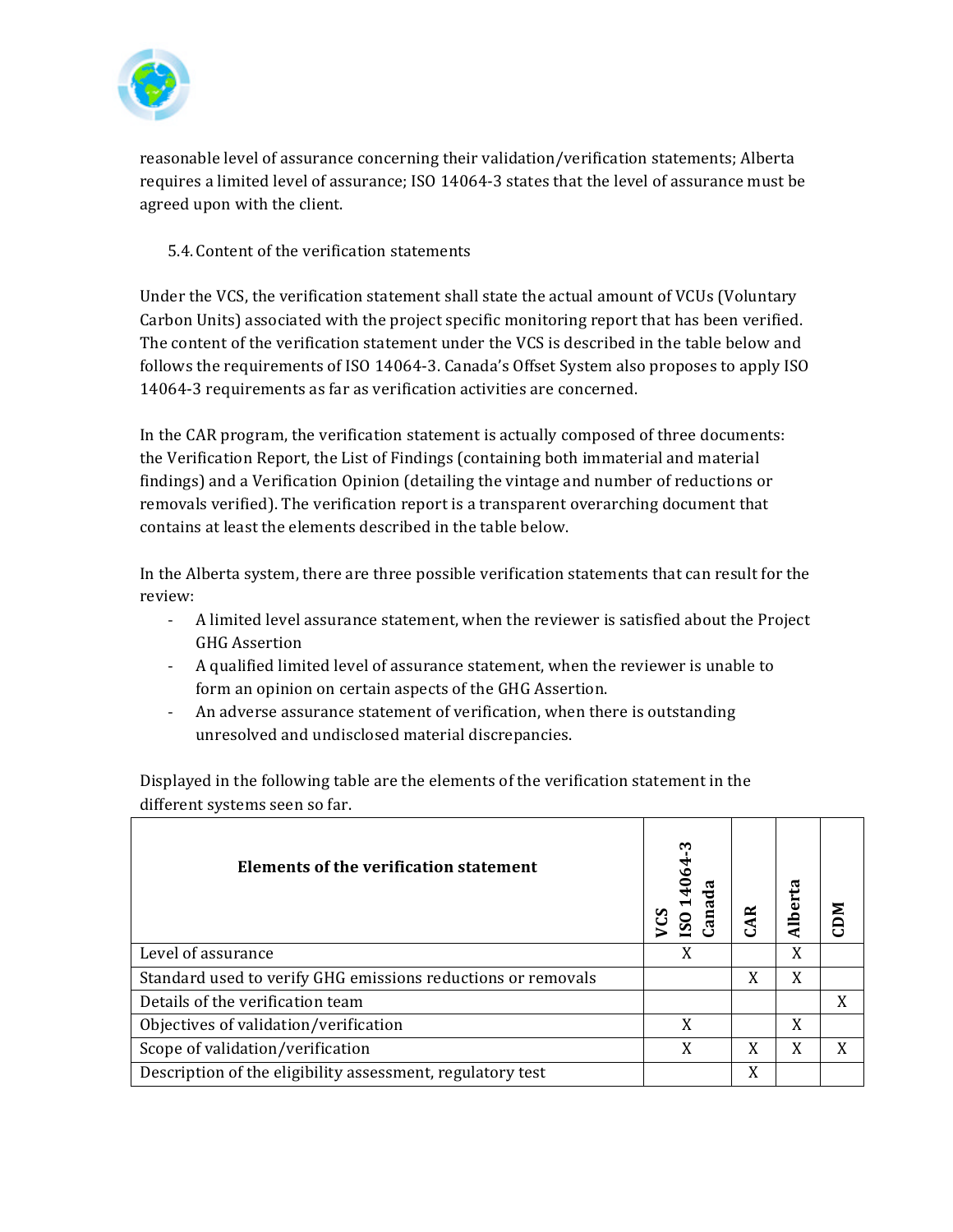reasonable level of assurance concerning their validation/verification statements; Alberta requires a limited level of assurance; ISO 14064-3 states that the level of assurance must be agreed upon with the client.

### 5.4. Content of the verification statements

Under the VCS, the verification statement shall state the actual amount of VCUs (Voluntary Carbon Units) associated with the project specific monitoring report that has been verified. The content of the verification statement under the VCS is described in the table below and follows the requirements of ISO 14064-3. Canada's Offset System also proposes to apply ISO 14064-3 requirements as far as verification activities are concerned.

In the CAR program, the verification statement is actually composed of three documents: the Verification Report, the List of Findings (containing both immaterial and material findings) and a Verification Opinion (detailing the vintage and number of reductions or removals verified). The verification report is a transparent overarching document that contains at least the elements described in the table below.

In the Alberta system, there are three possible verification statements that can result for the review:

- A limited level assurance statement, when the reviewer is satisfied about the Project GHG Assertion
- A qualified limited level of assurance statement, when the reviewer is unable to form an opinion on certain aspects of the GHG Assertion.
- An adverse assurance statement of verification, when there is outstanding unresolved and undisclosed material discrepancies.

Displayed in the following table are the elements of the verification statement in the different systems seen so far.

| Elements of the verification statement | VCS ISO 14064-3 Canada | CAR | Alberta | CDM |
|---|---|---|---|---|
| Level of assurance | X | | X | |
| Standard used to verify GHG emissions reductions or removals | | X | X | |
| Details of the verification team | | | | X |
| Objectives of validation/verification | X | | X | |
| Scope of validation/verification | X | X | X | X |
| Description of the eligibility assessment, regulatory test | | X | | |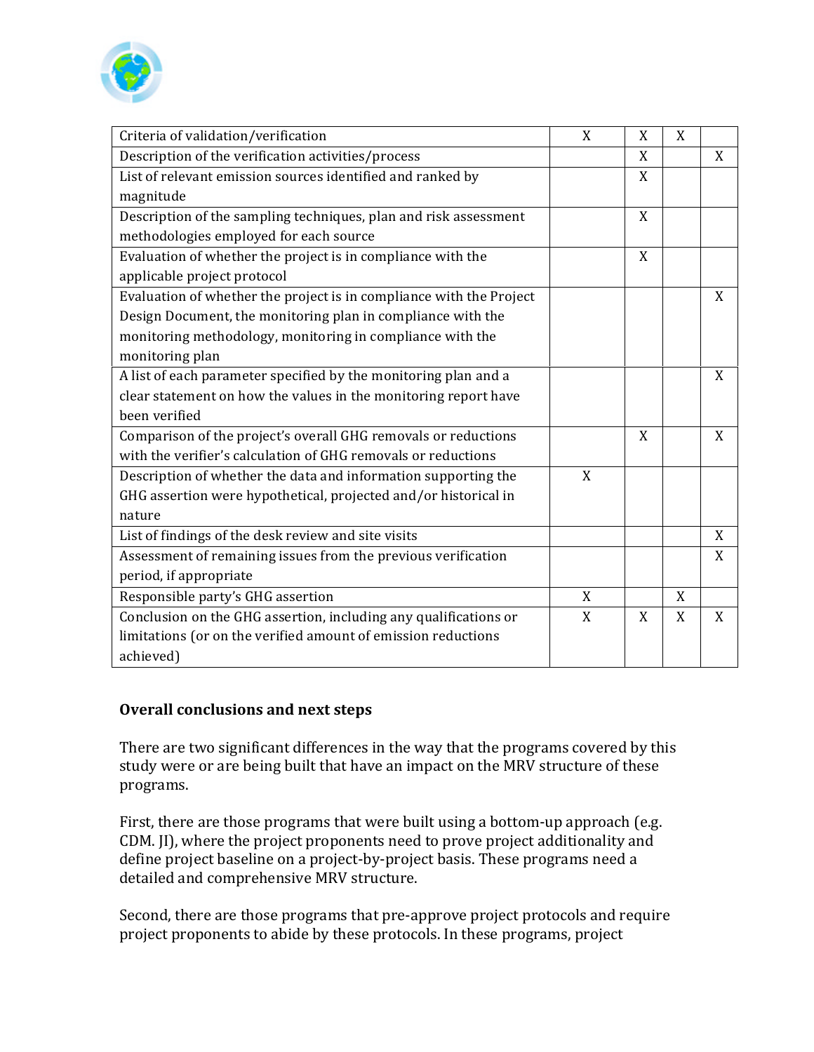| | | | | |
|---|---|---|---|---|
| Criteria of validation/verification | X | X | X | |
| Description of the verification activities/process | | X | | X |
| List of relevant emission sources identified and ranked by magnitude | | X | | |
| Description of the sampling techniques, plan and risk assessment methodologies employed for each source | | X | | |
| Evaluation of whether the project is in compliance with the applicable project protocol | | X | | |
| Evaluation of whether the project is in compliance with the Project Design Document, the monitoring plan in compliance with the monitoring methodology, monitoring in compliance with the monitoring plan | | | | X |
| A list of each parameter specified by the monitoring plan and a clear statement on how the values in the monitoring report have been verified | | | | X |
| Comparison of the project's overall GHG removals or reductions with the verifier's calculation of GHG removals or reductions | | X | | X |
| Description of whether the data and information supporting the GHG assertion were hypothetical, projected and/or historical in nature | X | | | |
| List of findings of the desk review and site visits | | | | X |
| Assessment of remaining issues from the previous verification period, if appropriate | | | | X |
| Responsible party's GHG assertion | X | | X | |
| Conclusion on the GHG assertion, including any qualifications or limitations (or on the verified amount of emission reductions achieved) | X | X | X | X |

**Overall conclusions and next steps**

There are two significant differences in the way that the programs covered by this study were or are being built that have an impact on the MRV structure of these programs.

First, there are those programs that were built using a bottom-up approach (e.g. CDM. JI), where the project proponents need to prove project additionality and define project baseline on a project-by-project basis. These programs need a detailed and comprehensive MRV structure.

Second, there are those programs that pre-approve project protocols and require project proponents to abide by these protocols. In these programs, project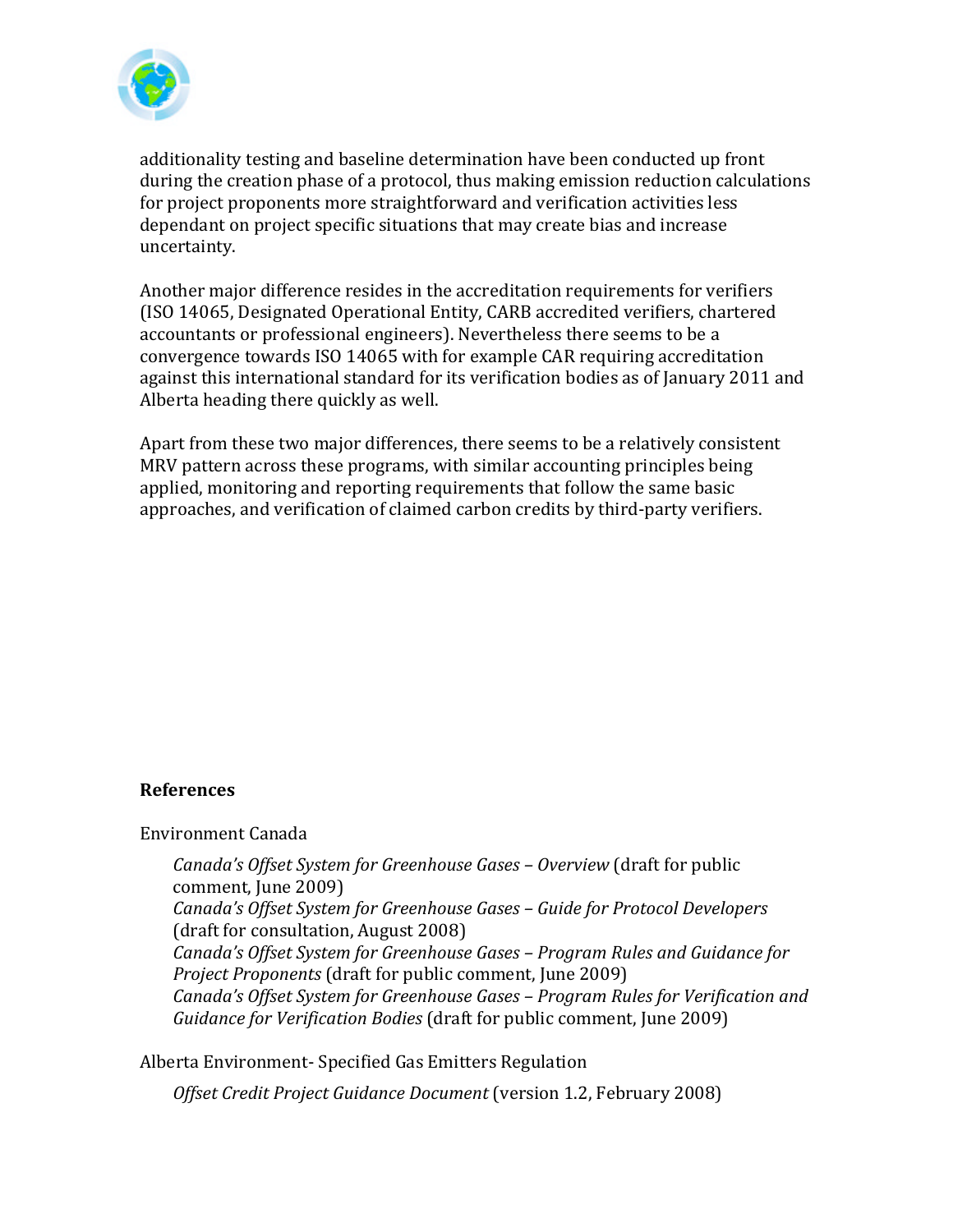additionality testing and baseline determination have been conducted up front during the creation phase of a protocol, thus making emission reduction calculations for project proponents more straightforward and verification activities less dependant on project specific situations that may create bias and increase uncertainty.

Another major difference resides in the accreditation requirements for verifiers (ISO 14065, Designated Operational Entity, CARB accredited verifiers, chartered accountants or professional engineers). Nevertheless there seems to be a convergence towards ISO 14065 with for example CAR requiring accreditation against this international standard for its verification bodies as of January 2011 and Alberta heading there quickly as well.

Apart from these two major differences, there seems to be a relatively consistent MRV pattern across these programs, with similar accounting principles being applied, monitoring and reporting requirements that follow the same basic approaches, and verification of claimed carbon credits by third-party verifiers.

**References**

Environment Canada

> *Canada's Offset System for Greenhouse Gases – Overview* (draft for public comment, June 2009)
> *Canada's Offset System for Greenhouse Gases – Guide for Protocol Developers* (draft for consultation, August 2008)
> *Canada's Offset System for Greenhouse Gases – Program Rules and Guidance for Project Proponents* (draft for public comment, June 2009)
> *Canada's Offset System for Greenhouse Gases – Program Rules for Verification and Guidance for Verification Bodies* (draft for public comment, June 2009)

Alberta Environment- Specified Gas Emitters Regulation

> *Offset Credit Project Guidance Document* (version 1.2, February 2008)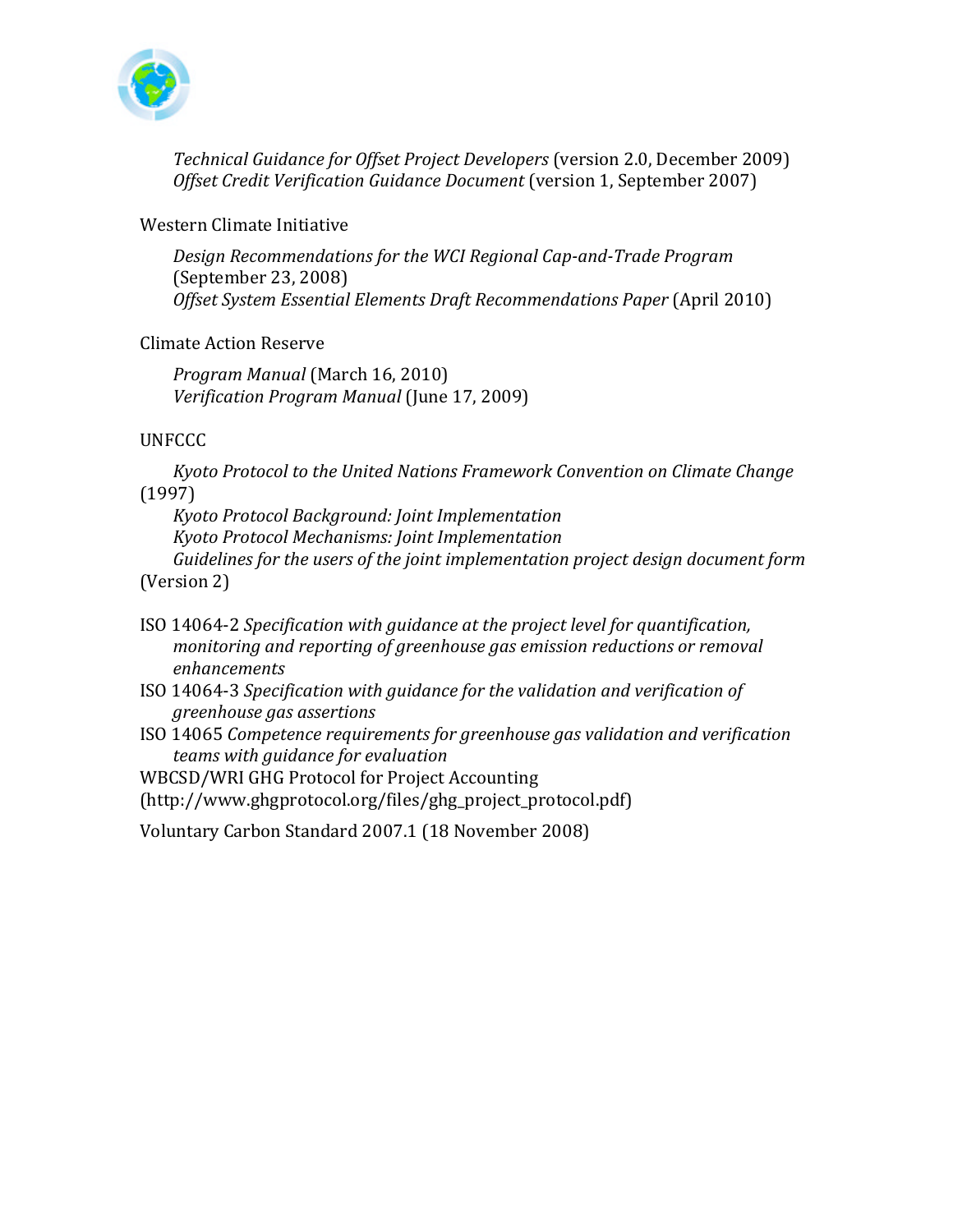*Technical Guidance for Offset Project Developers* (version 2.0, December 2009)
*Offset Credit Verification Guidance Document* (version 1, September 2007)

Western Climate Initiative

*Design Recommendations for the WCI Regional Cap-and-Trade Program* (September 23, 2008)
*Offset System Essential Elements Draft Recommendations Paper* (April 2010)

Climate Action Reserve

*Program Manual* (March 16, 2010)
*Verification Program Manual* (June 17, 2009)

UNFCCC

*Kyoto Protocol to the United Nations Framework Convention on Climate Change* (1997)
*Kyoto Protocol Background: Joint Implementation*
*Kyoto Protocol Mechanisms: Joint Implementation*
*Guidelines for the users of the joint implementation project design document form* (Version 2)

ISO 14064-2 *Specification with guidance at the project level for quantification, monitoring and reporting of greenhouse gas emission reductions or removal enhancements*
ISO 14064-3 *Specification with guidance for the validation and verification of greenhouse gas assertions*
ISO 14065 *Competence requirements for greenhouse gas validation and verification teams with guidance for evaluation*
WBCSD/WRI GHG Protocol for Project Accounting (http://www.ghgprotocol.org/files/ghg_project_protocol.pdf)

Voluntary Carbon Standard 2007.1 (18 November 2008)